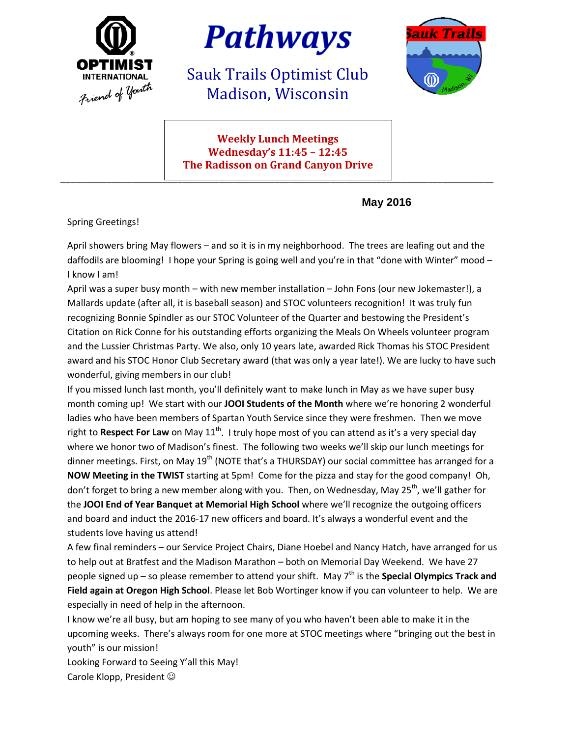# Pathways

## Sauk Trails Optimist Club
## Madison, Wisconsin

OPTIMIST INTERNATIONAL
*Friend of Youth*

Sauk Trails

**Weekly Lunch Meetings**
**Wednesday's 11:45 – 12:45**
**The Radisson on Grand Canyon Drive**

---

**May 2016**

Spring Greetings!

April showers bring May flowers – and so it is in my neighborhood. The trees are leafing out and the daffodils are blooming! I hope your Spring is going well and you're in that "done with Winter" mood – I know I am!

April was a super busy month – with new member installation – John Fons (our new Jokemaster!), a Mallards update (after all, it is baseball season) and STOC volunteers recognition! It was truly fun recognizing Bonnie Spindler as our STOC Volunteer of the Quarter and bestowing the President's Citation on Rick Conne for his outstanding efforts organizing the Meals On Wheels volunteer program and the Lussier Christmas Party. We also, only 10 years late, awarded Rick Thomas his STOC President award and his STOC Honor Club Secretary award (that was only a year late!). We are lucky to have such wonderful, giving members in our club!

If you missed lunch last month, you'll definitely want to make lunch in May as we have super busy month coming up! We start with our **JOOI Students of the Month** where we're honoring 2 wonderful ladies who have been members of Spartan Youth Service since they were freshmen. Then we move right to **Respect For Law** on May 11th. I truly hope most of you can attend as it's a very special day where we honor two of Madison's finest. The following two weeks we'll skip our lunch meetings for dinner meetings. First, on May 19th (NOTE that's a THURSDAY) our social committee has arranged for a **NOW Meeting in the TWIST** starting at 5pm! Come for the pizza and stay for the good company! Oh, don't forget to bring a new member along with you. Then, on Wednesday, May 25th, we'll gather for the **JOOI End of Year Banquet at Memorial High School** where we'll recognize the outgoing officers and board and induct the 2016-17 new officers and board. It's always a wonderful event and the students love having us attend!

A few final reminders – our Service Project Chairs, Diane Hoebel and Nancy Hatch, have arranged for us to help out at Bratfest and the Madison Marathon – both on Memorial Day Weekend. We have 27 people signed up – so please remember to attend your shift. May 7th is the **Special Olympics Track and Field again at Oregon High School**. Please let Bob Wortinger know if you can volunteer to help. We are especially in need of help in the afternoon.

I know we're all busy, but am hoping to see many of you who haven't been able to make it in the upcoming weeks. There's always room for one more at STOC meetings where "bringing out the best in youth" is our mission!

Looking Forward to Seeing Y'all this May!

Carole Klopp, President ☺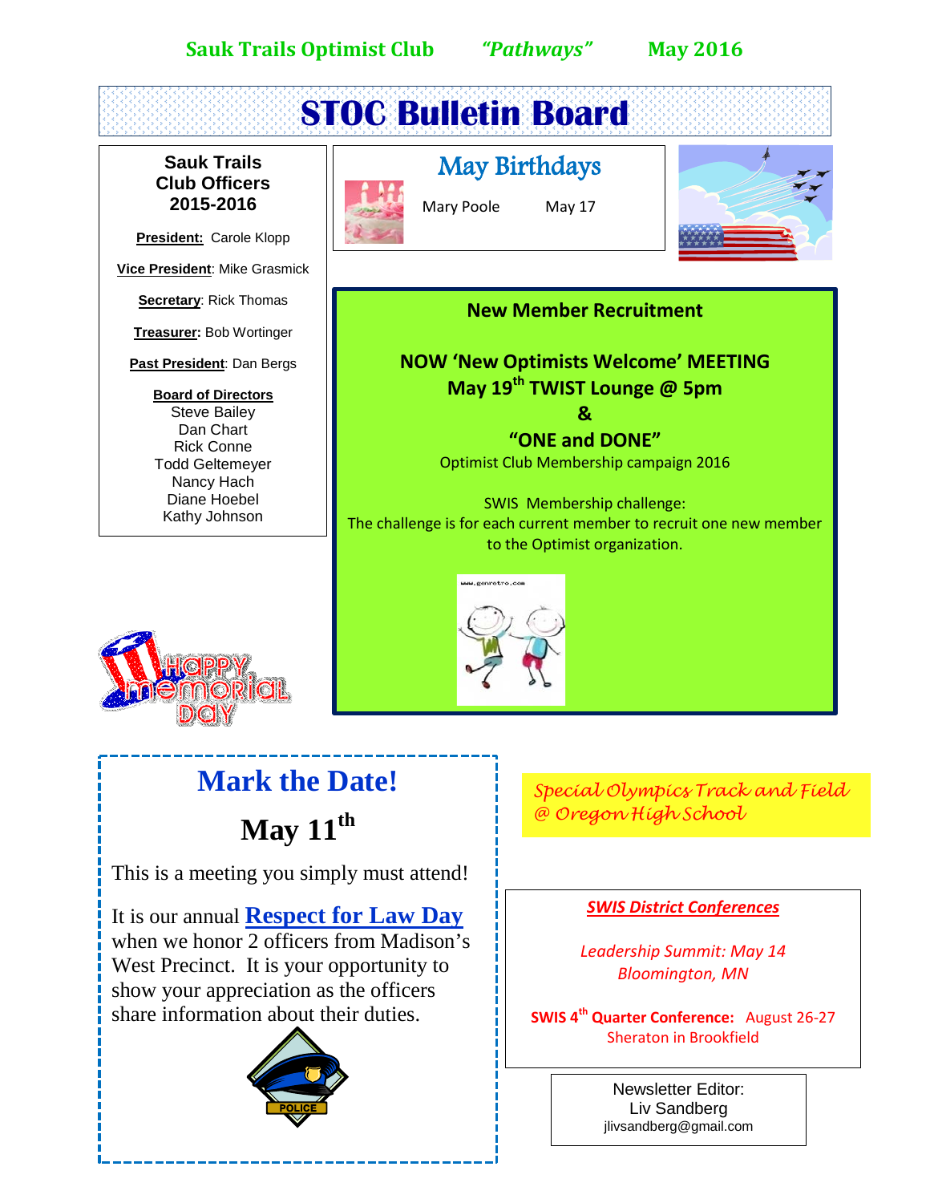# STOC Bulletin Board

## Sauk Trails Club Officers 2015-2016

**President:** Carole Klopp

**Vice President**: Mike Grasmick

**Secretary**: Rick Thomas

**Treasurer:** Bob Wortinger

**Past President**: Dan Bergs

**Board of Directors**
Steve Bailey
Dan Chart
Rick Conne
Todd Geltemeyer
Nancy Hach
Diane Hoebel
Kathy Johnson

## May Birthdays

Mary Poole May 17

## New Member Recruitment

**NOW 'New Optimists Welcome' MEETING**
**May 19th TWIST Lounge @ 5pm**
**&**
**"ONE and DONE"**
Optimist Club Membership campaign 2016

SWIS Membership challenge:
The challenge is for each current member to recruit one new member to the Optimist organization.

## Mark the Date!

### May 11th

This is a meeting you simply must attend!

It is our annual **Respect for Law Day** when we honor 2 officers from Madison's West Precinct. It is your opportunity to show your appreciation as the officers share information about their duties.

*Special Olympics Track and Field @ Oregon High School*

***SWIS District Conferences***

*Leadership Summit: May 14*
*Bloomington, MN*

**SWIS 4th Quarter Conference:** August 26-27
Sheraton in Brookfield

Newsletter Editor:
Liv Sandberg
jlivsandberg@gmail.com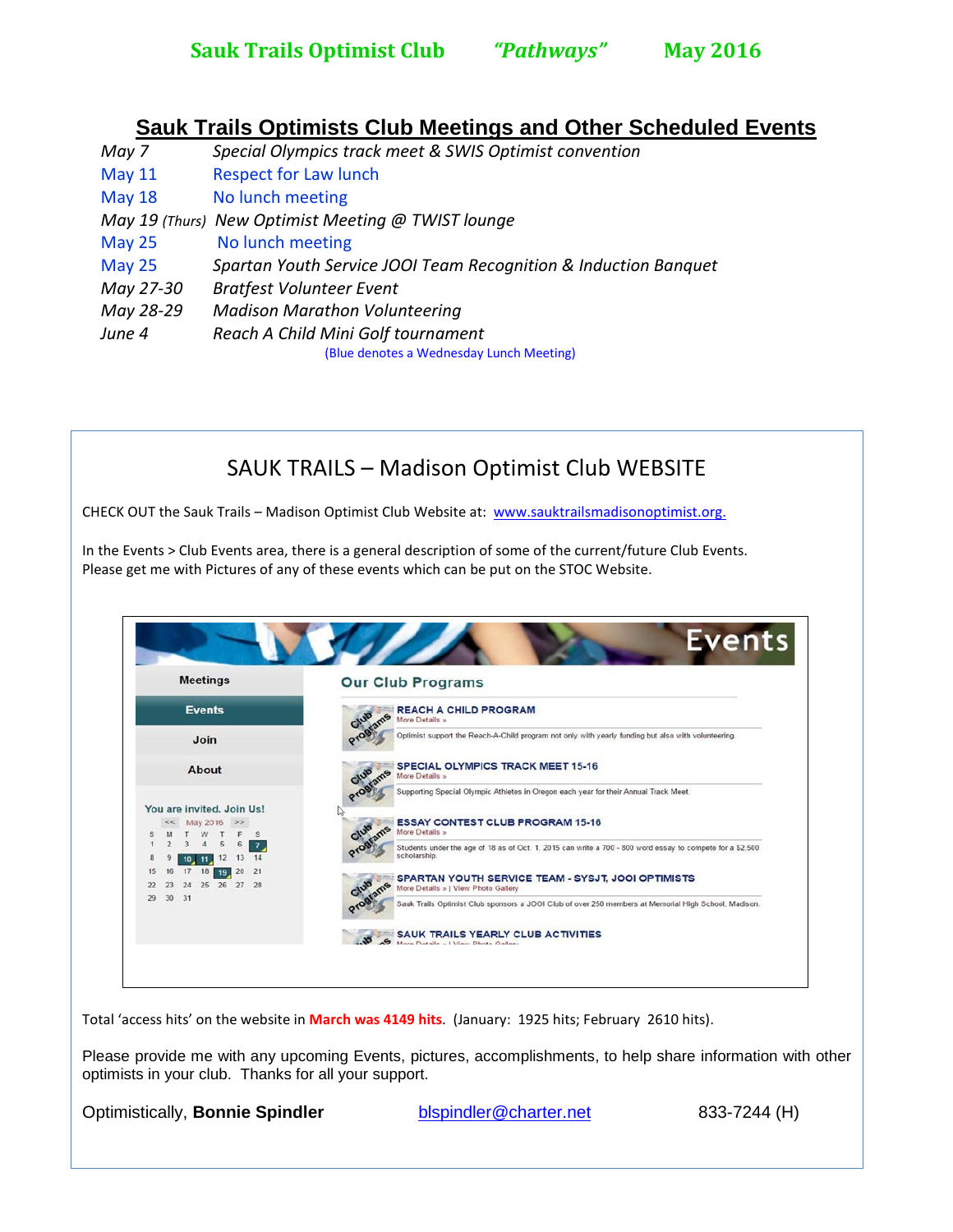**Sauk Trails Optimist Club** *"Pathways"* **May 2016**

## Sauk Trails Optimists Club Meetings and Other Scheduled Events

| | |
|---|---|
| *May 7* | *Special Olympics track meet & SWIS Optimist convention* |
| May 11 | Respect for Law lunch |
| May 18 | No lunch meeting |
| *May 19 (Thurs)* | *New Optimist Meeting @ TWIST lounge* |
| May 25 | No lunch meeting |
| May 25 | *Spartan Youth Service JOOI Team Recognition & Induction Banquet* |
| *May 27-30* | *Bratfest Volunteer Event* |
| *May 28-29* | *Madison Marathon Volunteering* |
| *June 4* | *Reach A Child Mini Golf tournament* |

(Blue denotes a Wednesday Lunch Meeting)

## SAUK TRAILS – Madison Optimist Club WEBSITE

CHECK OUT the Sauk Trails – Madison Optimist Club Website at: www.sauktrailsmadisonoptimist.org.

In the Events > Club Events area, there is a general description of some of the current/future Club Events. Please get me with Pictures of any of these events which can be put on the STOC Website.

Total 'access hits' on the website in **March was 4149 hits**. (January: 1925 hits; February 2610 hits).

Please provide me with any upcoming Events, pictures, accomplishments, to help share information with other optimists in your club. Thanks for all your support.

Optimistically, **Bonnie Spindler** blspindler@charter.net 833-7244 (H)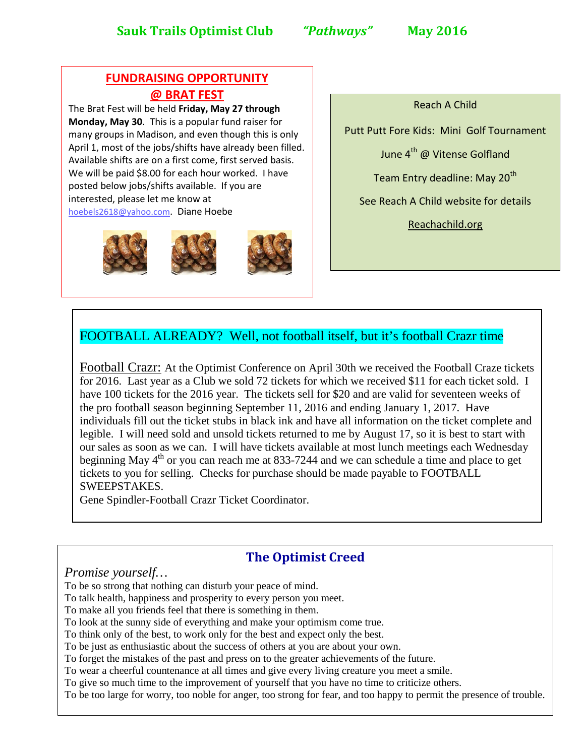**Sauk Trails Optimist Club** *"Pathways"* **May 2016**

## FUNDRAISING OPPORTUNITY @ BRAT FEST

The Brat Fest will be held **Friday, May 27 through Monday, May 30**. This is a popular fund raiser for many groups in Madison, and even though this is only April 1, most of the jobs/shifts have already been filled. Available shifts are on a first come, first served basis. We will be paid $8.00 for each hour worked. I have posted below jobs/shifts available. If you are interested, please let me know at hoebels2618@yahoo.com. Diane Hoebe

Reach A Child

Putt Putt Fore Kids: Mini Golf Tournament

June 4th @ Vitense Golfland

Team Entry deadline: May 20th

See Reach A Child website for details

Reachachild.org

## FOOTBALL ALREADY? Well, not football itself, but it's football Crazr time

Football Crazr: At the Optimist Conference on April 30th we received the Football Craze tickets for 2016. Last year as a Club we sold 72 tickets for which we received $11 for each ticket sold. I have 100 tickets for the 2016 year. The tickets sell for $20 and are valid for seventeen weeks of the pro football season beginning September 11, 2016 and ending January 1, 2017. Have individuals fill out the ticket stubs in black ink and have all information on the ticket complete and legible. I will need sold and unsold tickets returned to me by August 17, so it is best to start with our sales as soon as we can. I will have tickets available at most lunch meetings each Wednesday beginning May 4th or you can reach me at 833-7244 and we can schedule a time and place to get tickets to you for selling. Checks for purchase should be made payable to FOOTBALL SWEEPSTAKES.
Gene Spindler-Football Crazr Ticket Coordinator.

## The Optimist Creed

*Promise yourself…*

To be so strong that nothing can disturb your peace of mind.
To talk health, happiness and prosperity to every person you meet.
To make all you friends feel that there is something in them.
To look at the sunny side of everything and make your optimism come true.
To think only of the best, to work only for the best and expect only the best.
To be just as enthusiastic about the success of others at you are about your own.
To forget the mistakes of the past and press on to the greater achievements of the future.
To wear a cheerful countenance at all times and give every living creature you meet a smile.
To give so much time to the improvement of yourself that you have no time to criticize others.
To be too large for worry, too noble for anger, too strong for fear, and too happy to permit the presence of trouble.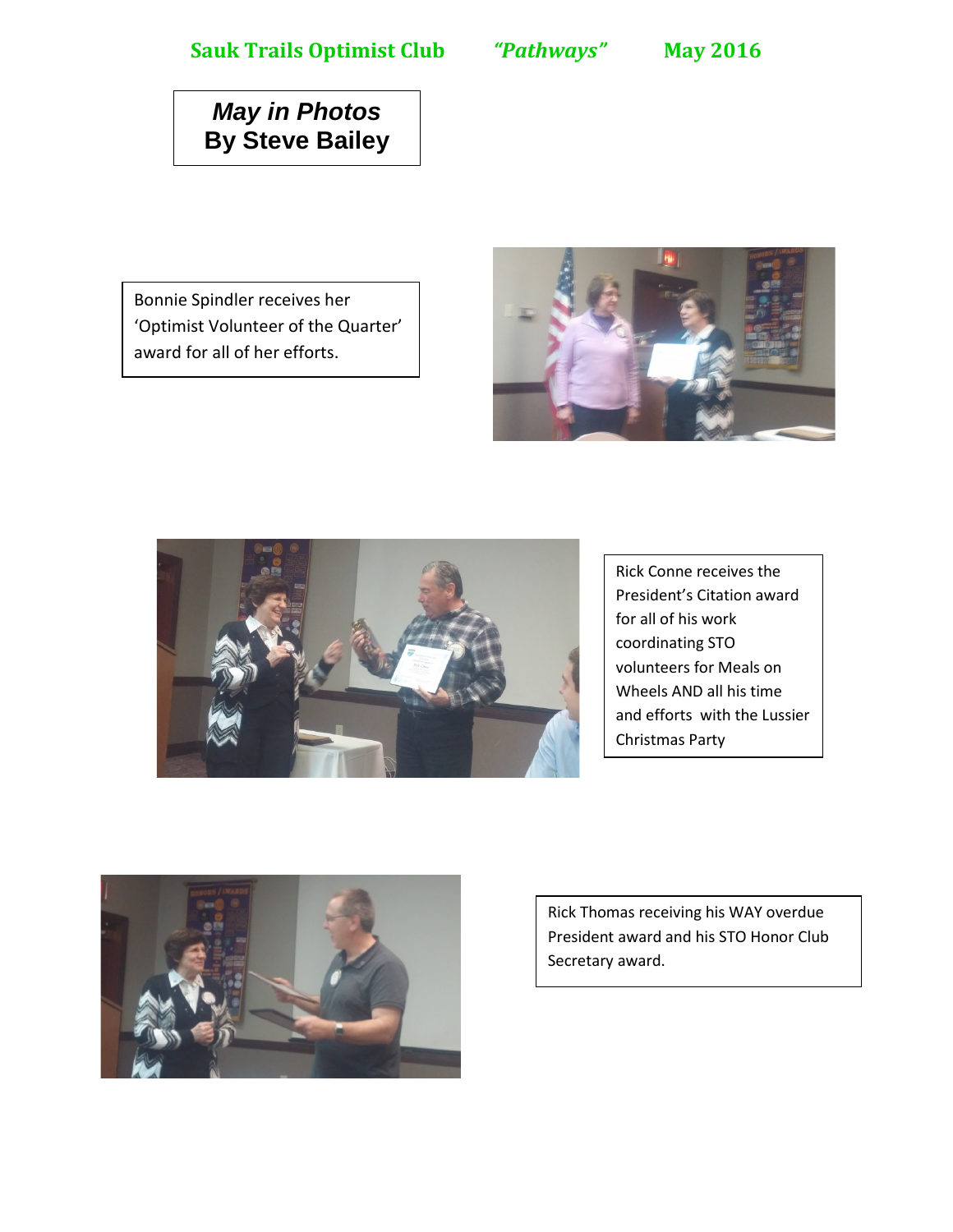## May in Photos
## By Steve Bailey

Bonnie Spindler receives her 'Optimist Volunteer of the Quarter' award for all of her efforts.

Rick Conne receives the President's Citation award for all of his work coordinating STO volunteers for Meals on Wheels AND all his time and efforts with the Lussier Christmas Party

Rick Thomas receiving his WAY overdue President award and his STO Honor Club Secretary award.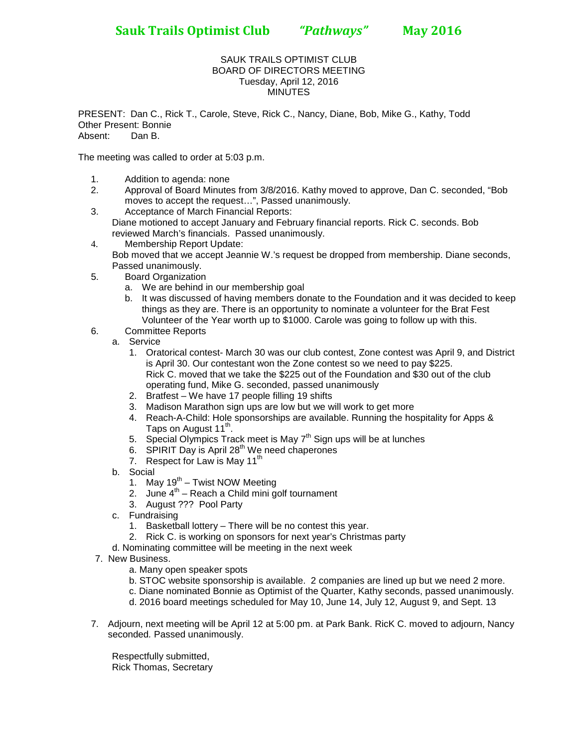SAUK TRAILS OPTIMIST CLUB
BOARD OF DIRECTORS MEETING
Tuesday, April 12, 2016
MINUTES

PRESENT: Dan C., Rick T., Carole, Steve, Rick C., Nancy, Diane, Bob, Mike G., Kathy, Todd
Other Present: Bonnie
Absent: Dan B.

The meeting was called to order at 5:03 p.m.

1. Addition to agenda: none
2. Approval of Board Minutes from 3/8/2016. Kathy moved to approve, Dan C. seconded, "Bob moves to accept the request…", Passed unanimously.
3. Acceptance of March Financial Reports:
   Diane motioned to accept January and February financial reports. Rick C. seconds. Bob reviewed March's financials. Passed unanimously.
4. Membership Report Update:
   Bob moved that we accept Jeannie W.'s request be dropped from membership. Diane seconds, Passed unanimously.
5. Board Organization
   a. We are behind in our membership goal
   b. It was discussed of having members donate to the Foundation and it was decided to keep things as they are. There is an opportunity to nominate a volunteer for the Brat Fest Volunteer of the Year worth up to $1000. Carole was going to follow up with this.
6. Committee Reports
   a. Service
      1. Oratorical contest- March 30 was our club contest, Zone contest was April 9, and District is April 30. Our contestant won the Zone contest so we need to pay $225.
         Rick C. moved that we take the $225 out of the Foundation and $30 out of the club operating fund, Mike G. seconded, passed unanimously
      2. Bratfest – We have 17 people filling 19 shifts
      3. Madison Marathon sign ups are low but we will work to get more
      4. Reach-A-Child: Hole sponsorships are available. Running the hospitality for Apps & Taps on August 11th.
      5. Special Olympics Track meet is May 7th Sign ups will be at lunches
      6. SPIRIT Day is April 28th We need chaperones
      7. Respect for Law is May 11th
   b. Social
      1. May 19th – Twist NOW Meeting
      2. June 4th – Reach a Child mini golf tournament
      3. August ??? Pool Party
   c. Fundraising
      1. Basketball lottery – There will be no contest this year.
      2. Rick C. is working on sponsors for next year's Christmas party
   d. Nominating committee will be meeting in the next week
7. New Business.
   a. Many open speaker spots
   b. STOC website sponsorship is available. 2 companies are lined up but we need 2 more.
   c. Diane nominated Bonnie as Optimist of the Quarter, Kathy seconds, passed unanimously.
   d. 2016 board meetings scheduled for May 10, June 14, July 12, August 9, and Sept. 13

7. Adjourn, next meeting will be April 12 at 5:00 pm. at Park Bank. RicK C. moved to adjourn, Nancy seconded. Passed unanimously.

Respectfully submitted,
Rick Thomas, Secretary